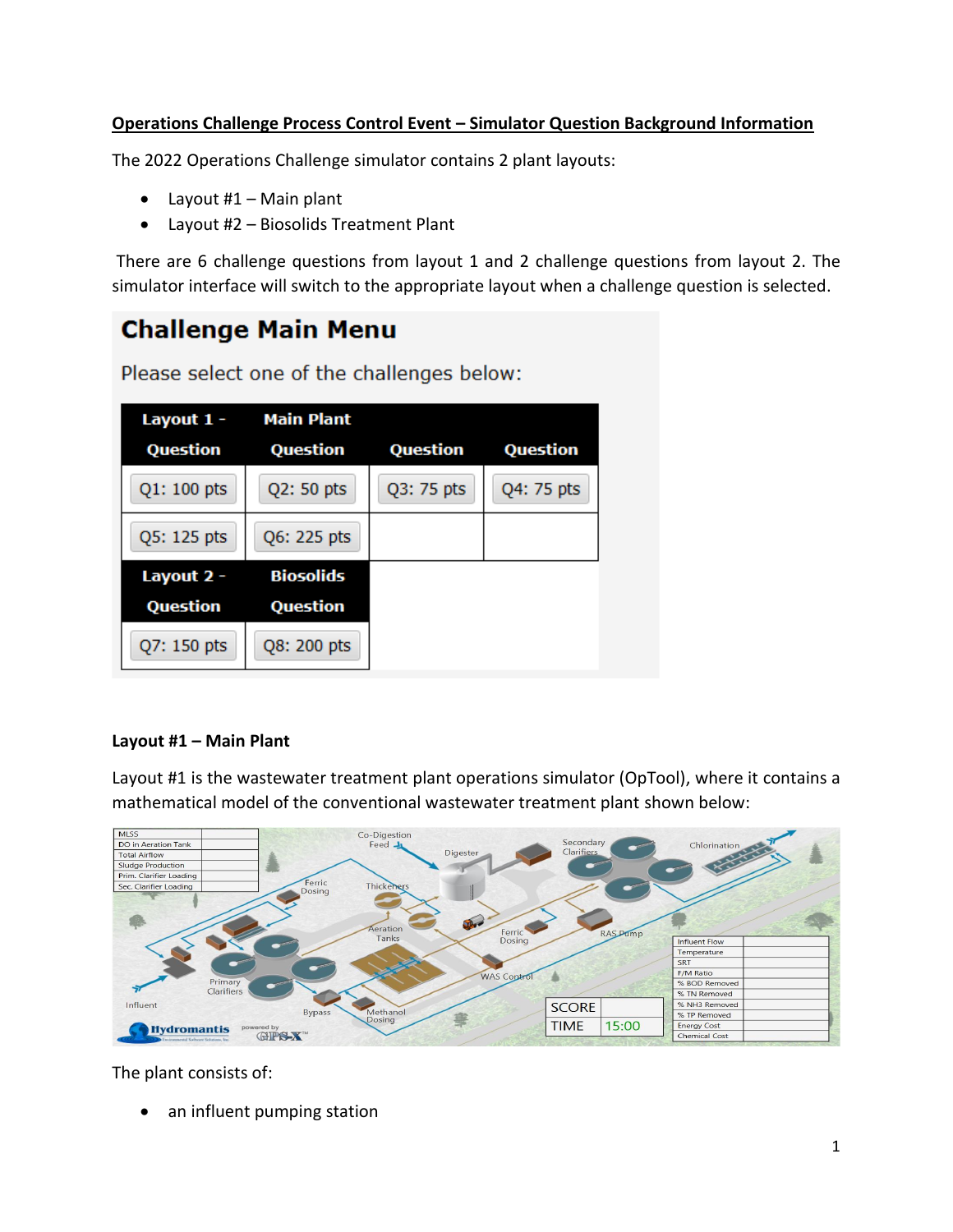**Operations Challenge Process Control Event – Simulator Question Background Information**

The 2022 Operations Challenge simulator contains 2 plant layouts:

- Layout #1 – Main plant
- Layout #2 – Biosolids Treatment Plant

There are 6 challenge questions from layout 1 and 2 challenge questions from layout 2. The simulator interface will switch to the appropriate layout when a challenge question is selected.

## Challenge Main Menu

Please select one of the challenges below:

| Layout 1 - Question | Main Plant Question | Question | Question |
|---|---|---|---|
| Q1: 100 pts | Q2: 50 pts | Q3: 75 pts | Q4: 75 pts |
| Q5: 125 pts | Q6: 225 pts | | |
| **Layout 2 - Question** | **Biosolids Question** | | |
| Q7: 150 pts | Q8: 200 pts | | |

**Layout #1 – Main Plant**

Layout #1 is the wastewater treatment plant operations simulator (OpTool), where it contains a mathematical model of the conventional wastewater treatment plant shown below:

The plant consists of:

- an influent pumping station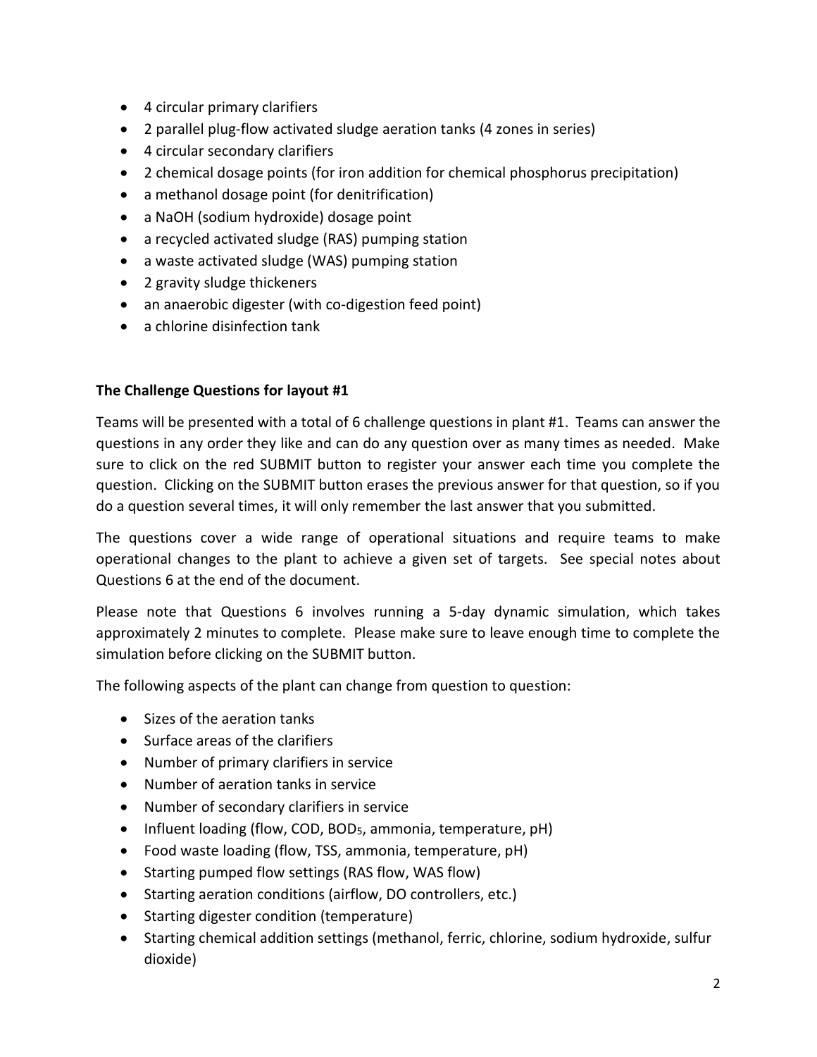- 4 circular primary clarifiers
- 2 parallel plug-flow activated sludge aeration tanks (4 zones in series)
- 4 circular secondary clarifiers
- 2 chemical dosage points (for iron addition for chemical phosphorus precipitation)
- a methanol dosage point (for denitrification)
- a NaOH (sodium hydroxide) dosage point
- a recycled activated sludge (RAS) pumping station
- a waste activated sludge (WAS) pumping station
- 2 gravity sludge thickeners
- an anaerobic digester (with co-digestion feed point)
- a chlorine disinfection tank

**The Challenge Questions for layout #1**

Teams will be presented with a total of 6 challenge questions in plant #1. Teams can answer the questions in any order they like and can do any question over as many times as needed. Make sure to click on the red SUBMIT button to register your answer each time you complete the question. Clicking on the SUBMIT button erases the previous answer for that question, so if you do a question several times, it will only remember the last answer that you submitted.

The questions cover a wide range of operational situations and require teams to make operational changes to the plant to achieve a given set of targets. See special notes about Questions 6 at the end of the document.

Please note that Questions 6 involves running a 5-day dynamic simulation, which takes approximately 2 minutes to complete. Please make sure to leave enough time to complete the simulation before clicking on the SUBMIT button.

The following aspects of the plant can change from question to question:

- Sizes of the aeration tanks
- Surface areas of the clarifiers
- Number of primary clarifiers in service
- Number of aeration tanks in service
- Number of secondary clarifiers in service
- Influent loading (flow, COD, $BOD_5$, ammonia, temperature, pH)
- Food waste loading (flow, TSS, ammonia, temperature, pH)
- Starting pumped flow settings (RAS flow, WAS flow)
- Starting aeration conditions (airflow, DO controllers, etc.)
- Starting digester condition (temperature)
- Starting chemical addition settings (methanol, ferric, chlorine, sodium hydroxide, sulfur dioxide)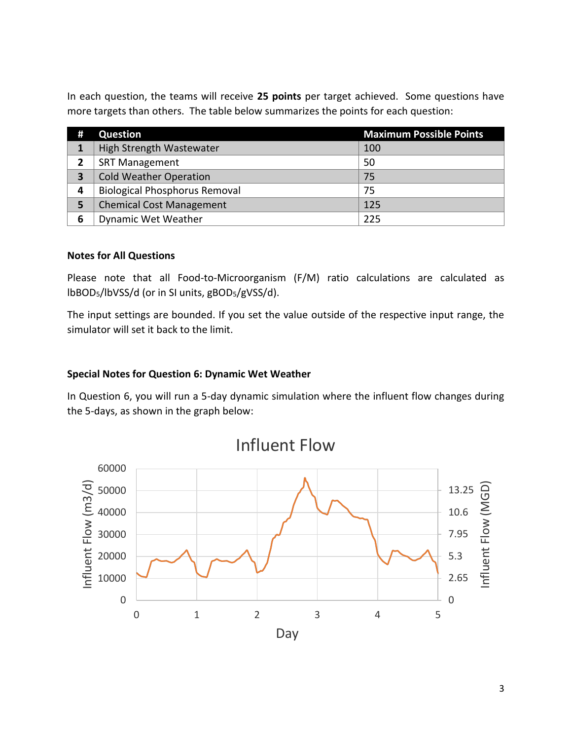In each question, the teams will receive **25 points** per target achieved. Some questions have more targets than others. The table below summarizes the points for each question:

| # | Question | Maximum Possible Points |
|---|---|---|
| 1 | High Strength Wastewater | 100 |
| 2 | SRT Management | 50 |
| 3 | Cold Weather Operation | 75 |
| 4 | Biological Phosphorus Removal | 75 |
| 5 | Chemical Cost Management | 125 |
| 6 | Dynamic Wet Weather | 225 |

**Notes for All Questions**

Please note that all Food-to-Microorganism (F/M) ratio calculations are calculated as $lbBOD_5/lbVSS/d$ (or in SI units, $gBOD_5/gVSS/d$).

The input settings are bounded. If you set the value outside of the respective input range, the simulator will set it back to the limit.

**Special Notes for Question 6: Dynamic Wet Weather**

In Question 6, you will run a 5-day dynamic simulation where the influent flow changes during the 5-days, as shown in the graph below: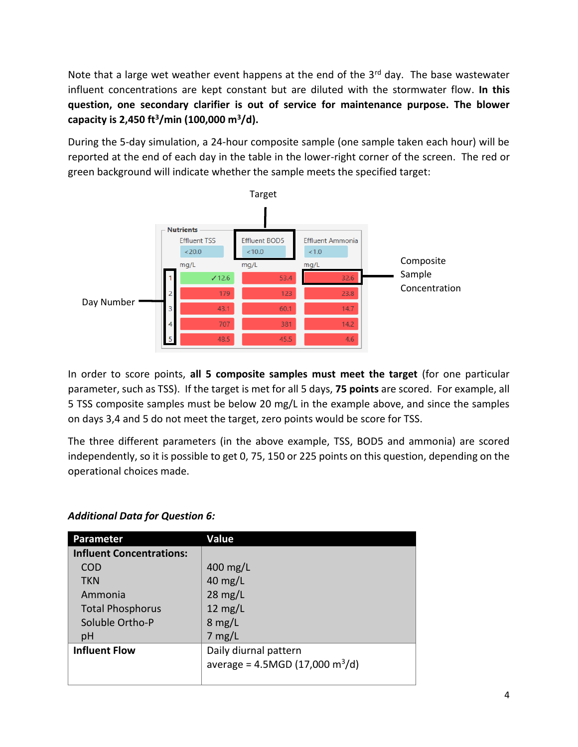Note that a large wet weather event happens at the end of the 3rd day. The base wastewater influent concentrations are kept constant but are diluted with the stormwater flow. **In this question, one secondary clarifier is out of service for maintenance purpose. The blower capacity is 2,450 ft$^3$/min (100,000 m$^3$/d).**

During the 5-day simulation, a 24-hour composite sample (one sample taken each hour) will be reported at the end of each day in the table in the lower-right corner of the screen. The red or green background will indicate whether the sample meets the specified target:

| Day | Effluent TSS (<20.0 mg/L) | Effluent BOD5 (<10.0 mg/L) | Effluent Ammonia (<1.0 mg/L) |
|---|---|---|---|
| 1 | ✓12.6 | 53.4 | 32.6 |
| 2 | 179 | 123 | 23.8 |
| 3 | 43.1 | 60.1 | 14.7 |
| 4 | 707 | 381 | 14.2 |
| 5 | 48.5 | 45.5 | 4.6 |

In order to score points, **all 5 composite samples must meet the target** (for one particular parameter, such as TSS). If the target is met for all 5 days, **75 points** are scored. For example, all 5 TSS composite samples must be below 20 mg/L in the example above, and since the samples on days 3,4 and 5 do not meet the target, zero points would be score for TSS.

The three different parameters (in the above example, TSS, BOD5 and ammonia) are scored independently, so it is possible to get 0, 75, 150 or 225 points on this question, depending on the operational choices made.

***Additional Data for Question 6:***

| Parameter | Value |
|---|---|
| **Influent Concentrations:** | |
| COD | 400 mg/L |
| TKN | 40 mg/L |
| Ammonia | 28 mg/L |
| Total Phosphorus | 12 mg/L |
| Soluble Ortho-P | 8 mg/L |
| pH | 7 mg/L |
| **Influent Flow** | Daily diurnal pattern average = 4.5MGD (17,000 m$^3$/d) |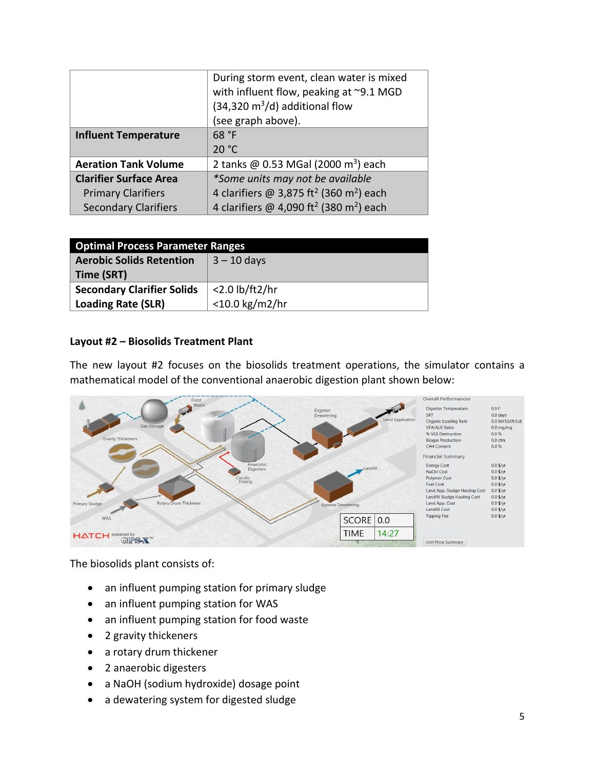| | |
|---|---|
| | During storm event, clean water is mixed with influent flow, peaking at ~9.1 MGD (34,320 $m^3$/d) additional flow (see graph above). |
| **Influent Temperature** | 68 °F<br>20 °C |
| **Aeration Tank Volume** | 2 tanks @ 0.53 MGal (2000 $m^3$) each |
| **Clarifier Surface Area**<br>Primary Clarifiers<br>Secondary Clarifiers | *\*Some units may not be available*<br>4 clarifiers @ 3,875 $ft^2$ (360 $m^2$) each<br>4 clarifiers @ 4,090 $ft^2$ (380 $m^2$) each |

| **Optimal Process Parameter Ranges** | |
|---|---|
| **Aerobic Solids Retention Time (SRT)** | 3 – 10 days |
| **Secondary Clarifier Solids Loading Rate (SLR)** | <2.0 lb/ft2/hr<br><10.0 kg/m2/hr |

**Layout #2 – Biosolids Treatment Plant**

The new layout #2 focuses on the biosolids treatment operations, the simulator contains a mathematical model of the conventional anaerobic digestion plant shown below:

The biosolids plant consists of:

- an influent pumping station for primary sludge
- an influent pumping station for WAS
- an influent pumping station for food waste
- 2 gravity thickeners
- a rotary drum thickener
- 2 anaerobic digesters
- a NaOH (sodium hydroxide) dosage point
- a dewatering system for digested sludge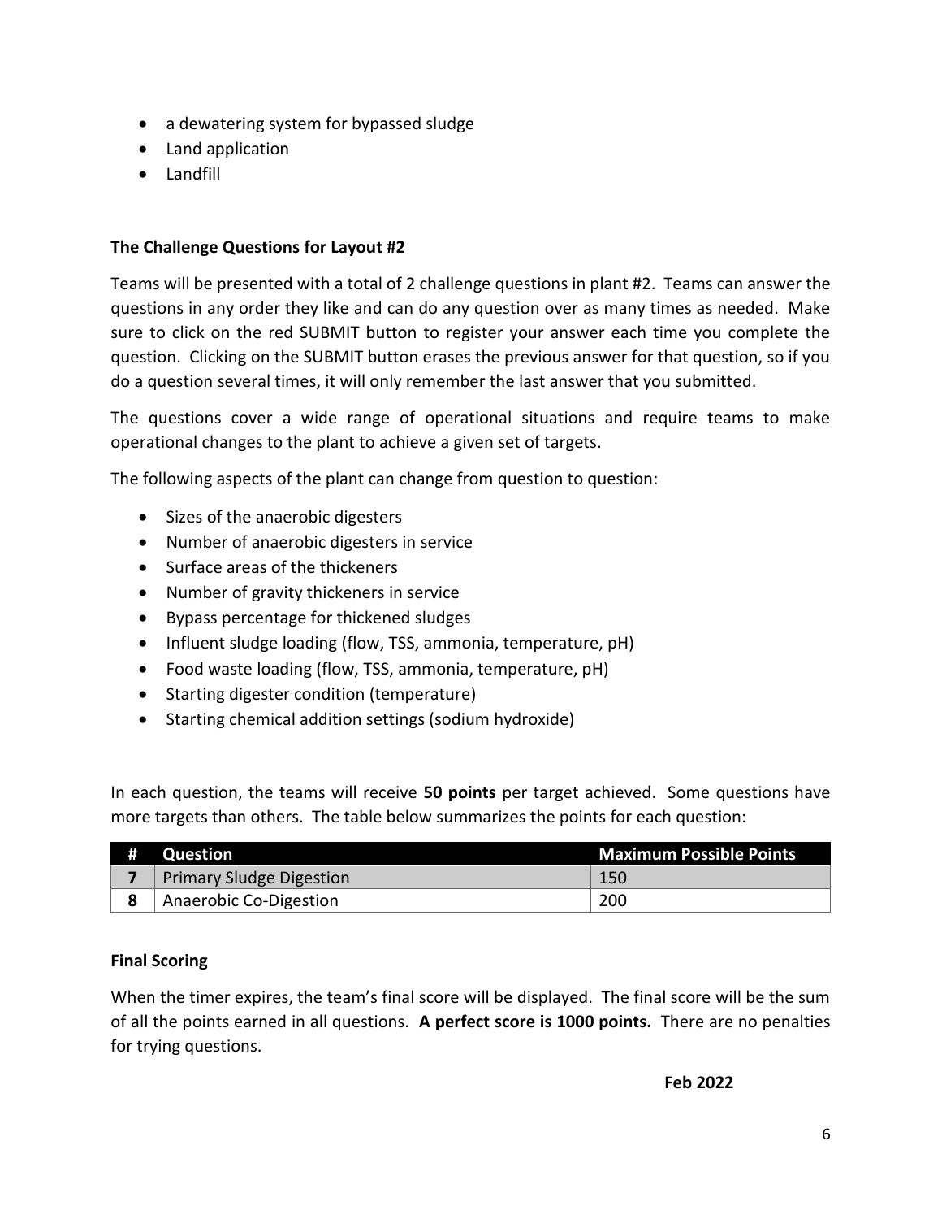- a dewatering system for bypassed sludge
- Land application
- Landfill

**The Challenge Questions for Layout #2**

Teams will be presented with a total of 2 challenge questions in plant #2. Teams can answer the questions in any order they like and can do any question over as many times as needed. Make sure to click on the red SUBMIT button to register your answer each time you complete the question. Clicking on the SUBMIT button erases the previous answer for that question, so if you do a question several times, it will only remember the last answer that you submitted.

The questions cover a wide range of operational situations and require teams to make operational changes to the plant to achieve a given set of targets.

The following aspects of the plant can change from question to question:

- Sizes of the anaerobic digesters
- Number of anaerobic digesters in service
- Surface areas of the thickeners
- Number of gravity thickeners in service
- Bypass percentage for thickened sludges
- Influent sludge loading (flow, TSS, ammonia, temperature, pH)
- Food waste loading (flow, TSS, ammonia, temperature, pH)
- Starting digester condition (temperature)
- Starting chemical addition settings (sodium hydroxide)

In each question, the teams will receive **50 points** per target achieved. Some questions have more targets than others. The table below summarizes the points for each question:

| # | Question | Maximum Possible Points |
|---|---|---|
| **7** | Primary Sludge Digestion | 150 |
| **8** | Anaerobic Co-Digestion | 200 |

**Final Scoring**

When the timer expires, the team's final score will be displayed. The final score will be the sum of all the points earned in all questions. **A perfect score is 1000 points.** There are no penalties for trying questions.

**Feb 2022**